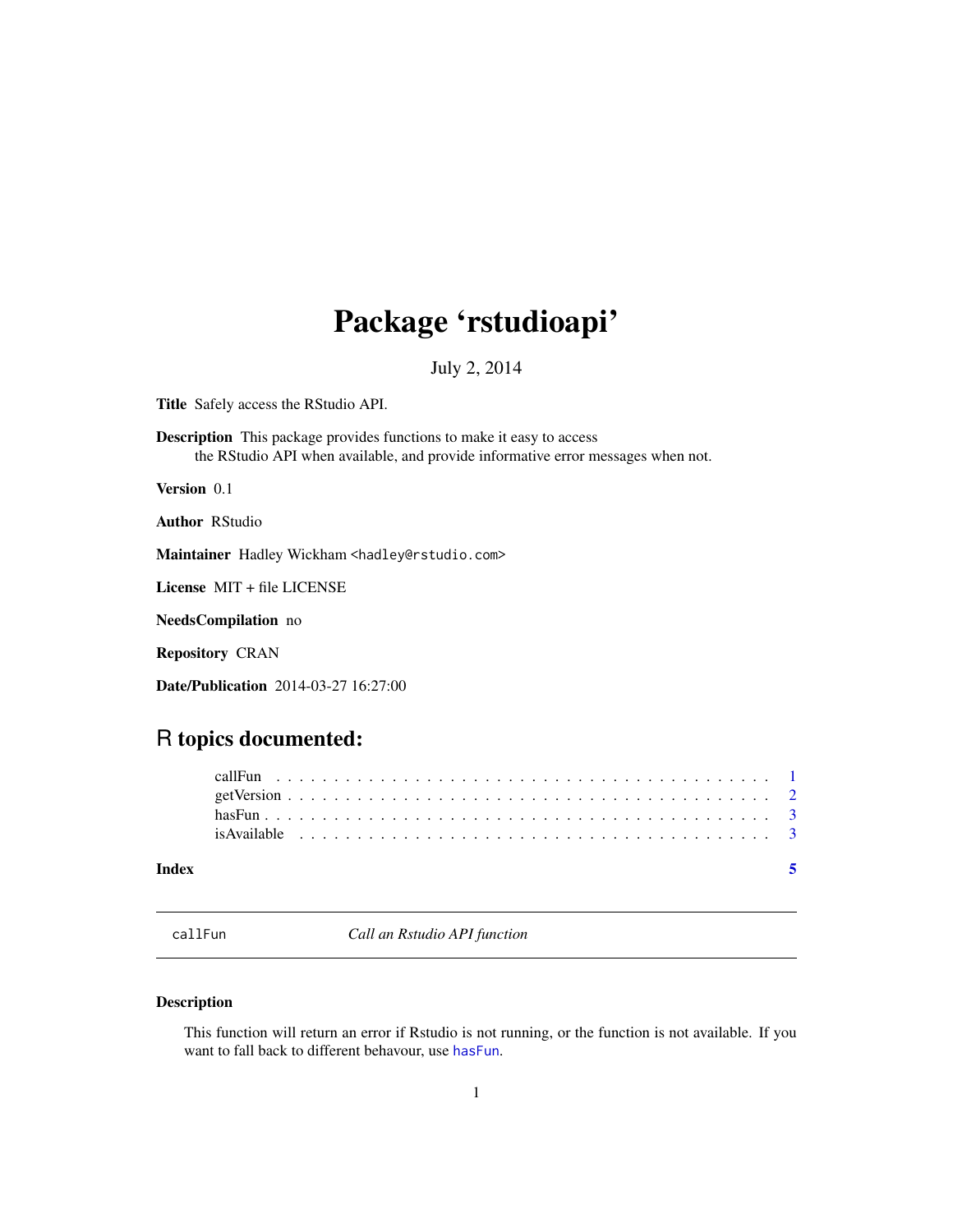# Package 'rstudioapi'

July 2, 2014

**Title** Safely access the RStudio API.

**Description** This package provides functions to make it easy to access the RStudio API when available, and provide informative error messages when not.

**Version** 0.1

**Author** RStudio

**Maintainer** Hadley Wickham <hadley@rstudio.com>

**License** MIT + file LICENSE

**NeedsCompilation** no

**Repository** CRAN

**Date/Publication** 2014-03-27 16:27:00

## R topics documented:

- callFun . . . . . . . . . . . . . . . . . . . . . . . . . . . . . . . . . . . . . . . . . . 1
- getVersion . . . . . . . . . . . . . . . . . . . . . . . . . . . . . . . . . . . . . . . . 2
- hasFun . . . . . . . . . . . . . . . . . . . . . . . . . . . . . . . . . . . . . . . . . . 3
- isAvailable . . . . . . . . . . . . . . . . . . . . . . . . . . . . . . . . . . . . . . . . 3

**Index** 5

---

`callFun` *Call an Rstudio API function*

---

### Description

This function will return an error if Rstudio is not running, or the function is not available. If you want to fall back to different behavour, use `hasFun`.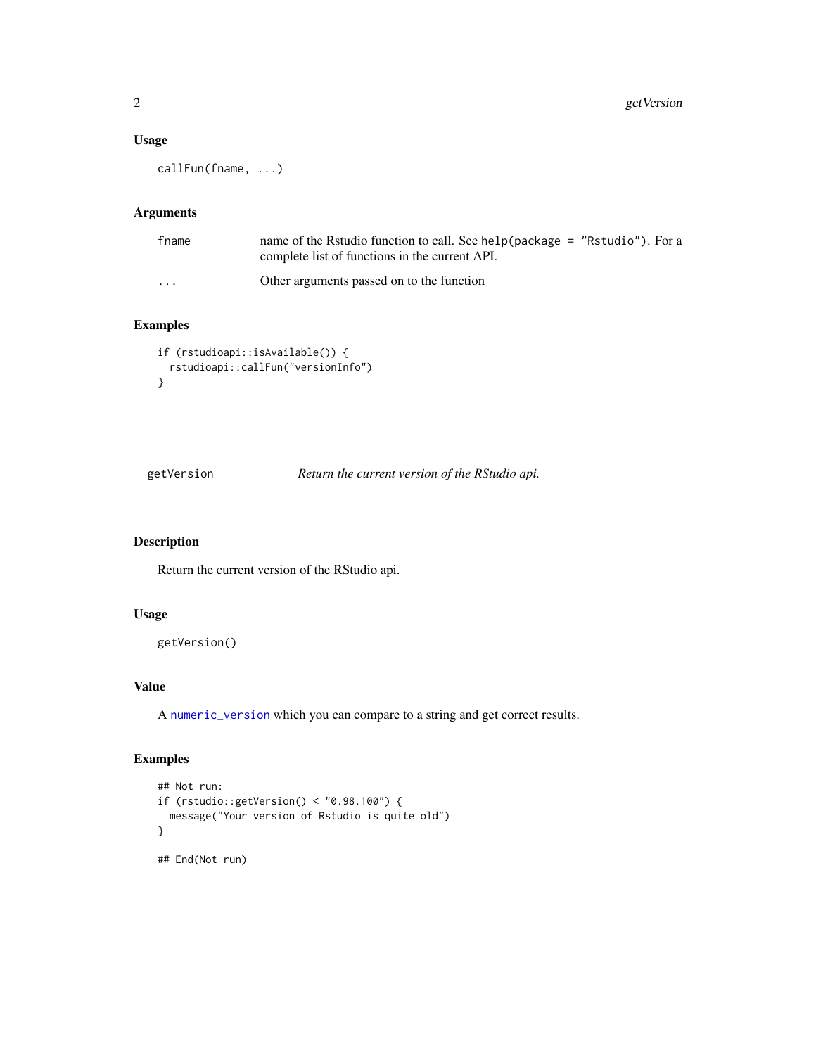### Usage

```
callFun(fname, ...)
```

### Arguments

| | |
|---|---|
| fname | name of the Rstudio function to call. See `help(package = "Rstudio")`. For a complete list of functions in the current API. |
| ... | Other arguments passed on to the function |

### Examples

```
if (rstudioapi::isAvailable()) {
  rstudioapi::callFun("versionInfo")
}
```

---

## getVersion &nbsp;&nbsp;&nbsp; *Return the current version of the RStudio api.*

---

### Description

Return the current version of the RStudio api.

### Usage

```
getVersion()
```

### Value

A `numeric_version` which you can compare to a string and get correct results.

### Examples

```
## Not run:
if (rstudio::getVersion() < "0.98.100") {
  message("Your version of Rstudio is quite old")
}

## End(Not run)
```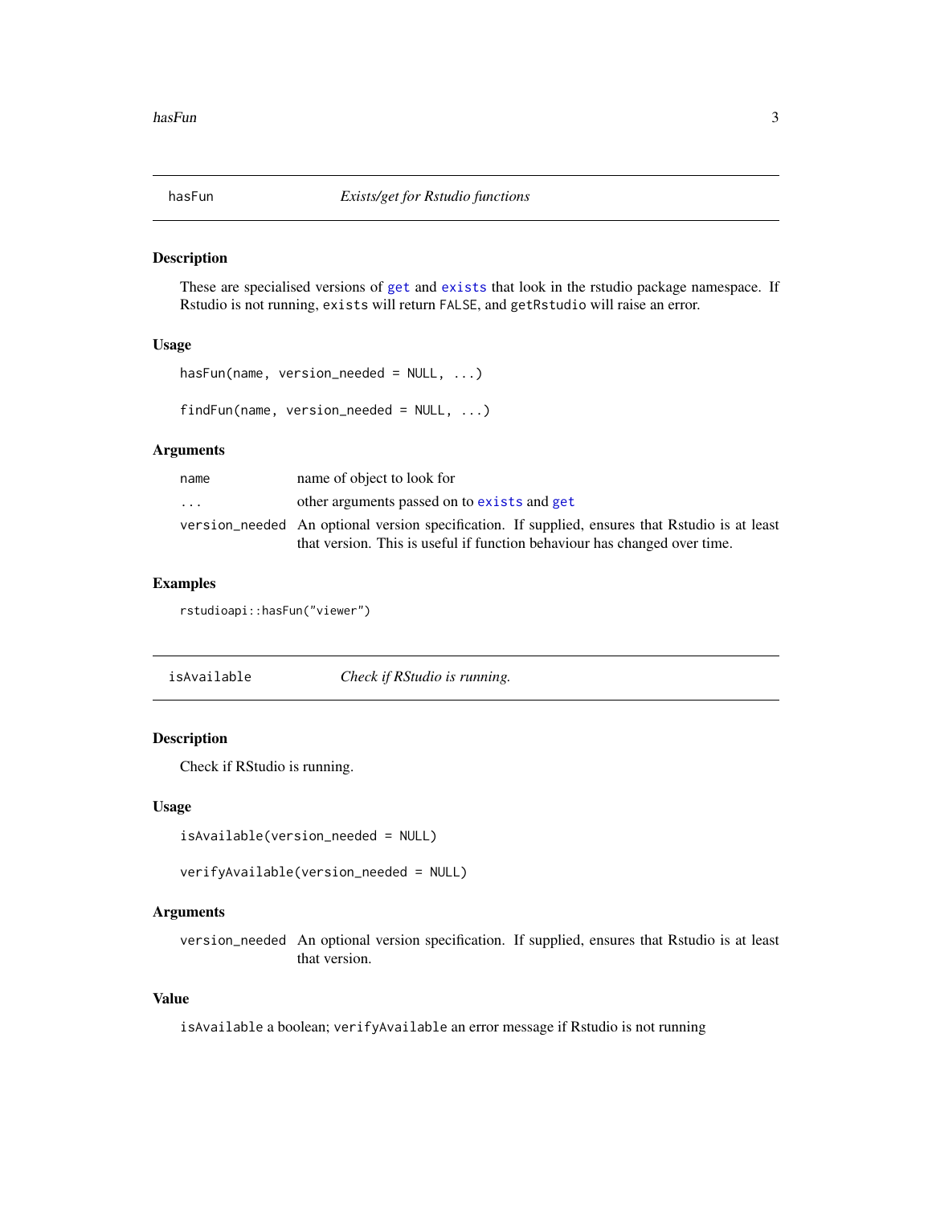## hasFun — *Exists/get for Rstudio functions*

### Description

These are specialised versions of `get` and `exists` that look in the rstudio package namespace. If Rstudio is not running, `exists` will return `FALSE`, and `getRstudio` will raise an error.

### Usage

```
hasFun(name, version_needed = NULL, ...)

findFun(name, version_needed = NULL, ...)
```

### Arguments

| | |
|---|---|
| `name` | name of object to look for |
| `...` | other arguments passed on to `exists` and `get` |
| `version_needed` | An optional version specification. If supplied, ensures that Rstudio is at least that version. This is useful if function behaviour has changed over time. |

### Examples

```
rstudioapi::hasFun("viewer")
```

## isAvailable — *Check if RStudio is running.*

### Description

Check if RStudio is running.

### Usage

```
isAvailable(version_needed = NULL)

verifyAvailable(version_needed = NULL)
```

### Arguments

| | |
|---|---|
| `version_needed` | An optional version specification. If supplied, ensures that Rstudio is at least that version. |

### Value

`isAvailable` a boolean; `verifyAvailable` an error message if Rstudio is not running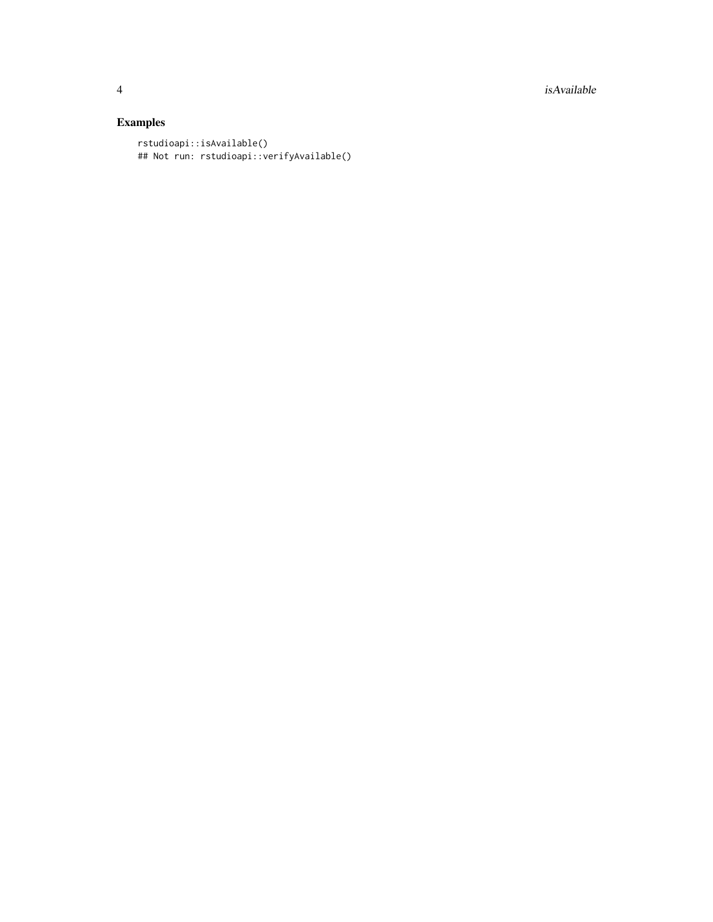## Examples

```
rstudioapi::isAvailable()
## Not run: rstudioapi::verifyAvailable()
```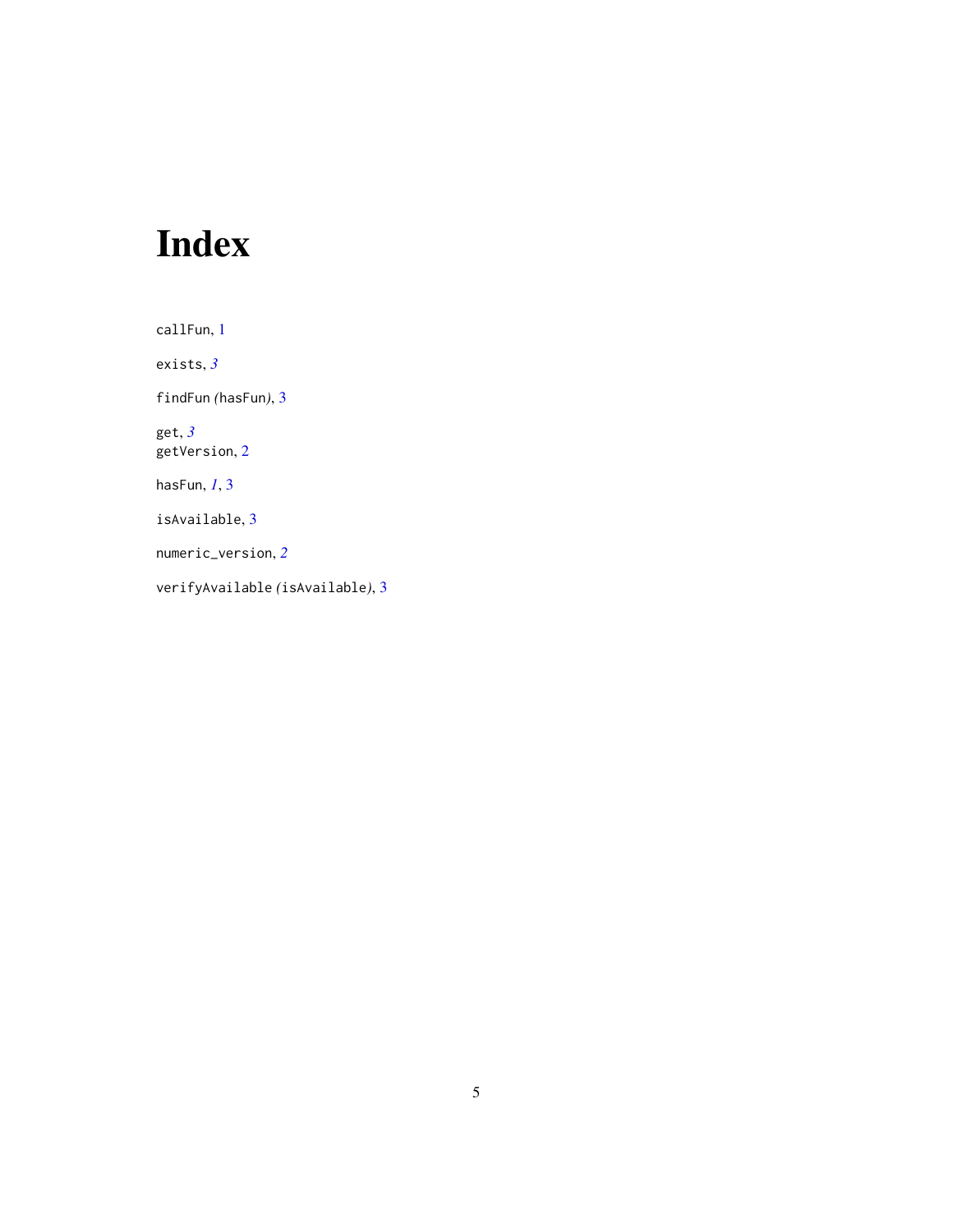# Index

callFun, 1

exists, *3*

findFun *(*hasFun*)*, 3

get, *3*
getVersion, 2

hasFun, *1*, 3

isAvailable, 3

numeric_version, *2*

verifyAvailable *(*isAvailable*)*, 3